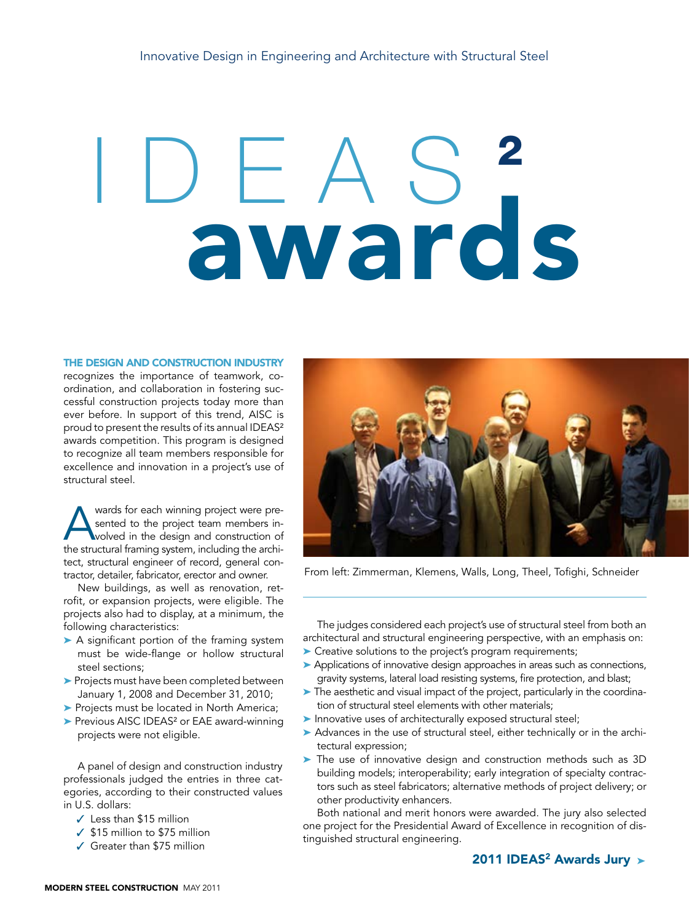Innovative Design in Engineering and Architecture with Structural Steel

# IDEAS² awards

**THE DESIGN AND CONSTRUCTION INDUSTRY** recognizes the importance of teamwork, coordination, and collaboration in fostering successful construction projects today more than ever before. In support of this trend, AISC is proud to present the results of its annual IDEAS² awards competition. This program is designed to recognize all team members responsible for excellence and innovation in a project's use of structural steel.

Awards for each winning project were presented to the project team members involved in the design and construction of the structural framing system, including the architect, structural engineer of record, general contractor, detailer, fabricator, erector and owner.

New buildings, as well as renovation, retrofit, or expansion projects, were eligible. The projects also had to display, at a minimum, the following characteristics:

- A significant portion of the framing system must be wide-flange or hollow structural steel sections;
- Projects must have been completed between January 1, 2008 and December 31, 2010;
- Projects must be located in North America;
- Previous AISC IDEAS² or EAE award-winning projects were not eligible.

A panel of design and construction industry professionals judged the entries in three categories, according to their constructed values in U.S. dollars:

- ✓ Less than $15 million
- ✓ $15 million to $75 million
- ✓ Greater than $75 million

From left: Zimmerman, Klemens, Walls, Long, Theel, Tofighi, Schneider

The judges considered each project's use of structural steel from both an architectural and structural engineering perspective, with an emphasis on:

- Creative solutions to the project's program requirements;
- Applications of innovative design approaches in areas such as connections, gravity systems, lateral load resisting systems, fire protection, and blast;
- The aesthetic and visual impact of the project, particularly in the coordination of structural steel elements with other materials;
- Innovative uses of architecturally exposed structural steel;
- Advances in the use of structural steel, either technically or in the architectural expression;
- The use of innovative design and construction methods such as 3D building models; interoperability; early integration of specialty contractors such as steel fabricators; alternative methods of project delivery; or other productivity enhancers.

Both national and merit honors were awarded. The jury also selected one project for the Presidential Award of Excellence in recognition of distinguished structural engineering.

**2011 IDEAS² Awards Jury ➤**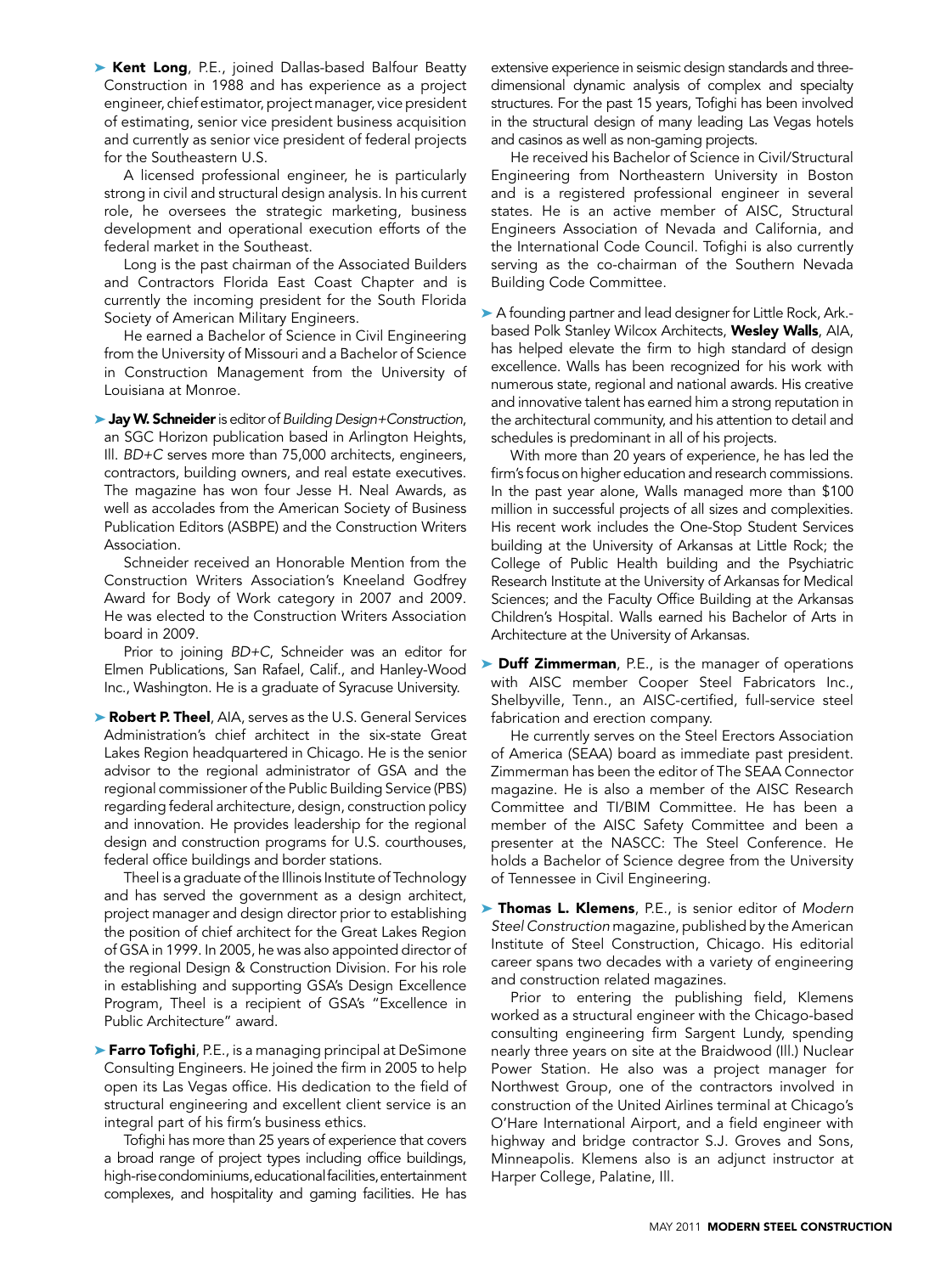➤ **Kent Long**, P.E., joined Dallas-based Balfour Beatty Construction in 1988 and has experience as a project engineer, chief estimator, project manager, vice president of estimating, senior vice president business acquisition and currently as senior vice president of federal projects for the Southeastern U.S.

A licensed professional engineer, he is particularly strong in civil and structural design analysis. In his current role, he oversees the strategic marketing, business development and operational execution efforts of the federal market in the Southeast.

Long is the past chairman of the Associated Builders and Contractors Florida East Coast Chapter and is currently the incoming president for the South Florida Society of American Military Engineers.

He earned a Bachelor of Science in Civil Engineering from the University of Missouri and a Bachelor of Science in Construction Management from the University of Louisiana at Monroe.

➤ **Jay W. Schneider** is editor of *Building Design+Construction*, an SGC Horizon publication based in Arlington Heights, Ill. *BD+C* serves more than 75,000 architects, engineers, contractors, building owners, and real estate executives. The magazine has won four Jesse H. Neal Awards, as well as accolades from the American Society of Business Publication Editors (ASBPE) and the Construction Writers Association.

Schneider received an Honorable Mention from the Construction Writers Association's Kneeland Godfrey Award for Body of Work category in 2007 and 2009. He was elected to the Construction Writers Association board in 2009.

Prior to joining *BD+C*, Schneider was an editor for Elmen Publications, San Rafael, Calif., and Hanley-Wood Inc., Washington. He is a graduate of Syracuse University.

➤ **Robert P. Theel**, AIA, serves as the U.S. General Services Administration's chief architect in the six-state Great Lakes Region headquartered in Chicago. He is the senior advisor to the regional administrator of GSA and the regional commissioner of the Public Building Service (PBS) regarding federal architecture, design, construction policy and innovation. He provides leadership for the regional design and construction programs for U.S. courthouses, federal office buildings and border stations.

Theel is a graduate of the Illinois Institute of Technology and has served the government as a design architect, project manager and design director prior to establishing the position of chief architect for the Great Lakes Region of GSA in 1999. In 2005, he was also appointed director of the regional Design & Construction Division. For his role in establishing and supporting GSA's Design Excellence Program, Theel is a recipient of GSA's "Excellence in Public Architecture" award.

➤ **Farro Tofighi**, P.E., is a managing principal at DeSimone Consulting Engineers. He joined the firm in 2005 to help open its Las Vegas office. His dedication to the field of structural engineering and excellent client service is an integral part of his firm's business ethics.

Tofighi has more than 25 years of experience that covers a broad range of project types including office buildings, high-rise condominiums, educational facilities, entertainment complexes, and hospitality and gaming facilities. He has extensive experience in seismic design standards and three-dimensional dynamic analysis of complex and specialty structures. For the past 15 years, Tofighi has been involved in the structural design of many leading Las Vegas hotels and casinos as well as non-gaming projects.

He received his Bachelor of Science in Civil/Structural Engineering from Northeastern University in Boston and is a registered professional engineer in several states. He is an active member of AISC, Structural Engineers Association of Nevada and California, and the International Code Council. Tofighi is also currently serving as the co-chairman of the Southern Nevada Building Code Committee.

➤ A founding partner and lead designer for Little Rock, Ark.-based Polk Stanley Wilcox Architects, **Wesley Walls**, AIA, has helped elevate the firm to high standard of design excellence. Walls has been recognized for his work with numerous state, regional and national awards. His creative and innovative talent has earned him a strong reputation in the architectural community, and his attention to detail and schedules is predominant in all of his projects.

With more than 20 years of experience, he has led the firm's focus on higher education and research commissions. In the past year alone, Walls managed more than $100 million in successful projects of all sizes and complexities. His recent work includes the One-Stop Student Services building at the University of Arkansas at Little Rock; the College of Public Health building and the Psychiatric Research Institute at the University of Arkansas for Medical Sciences; and the Faculty Office Building at the Arkansas Children's Hospital. Walls earned his Bachelor of Arts in Architecture at the University of Arkansas.

➤ **Duff Zimmerman**, P.E., is the manager of operations with AISC member Cooper Steel Fabricators Inc., Shelbyville, Tenn., an AISC-certified, full-service steel fabrication and erection company.

He currently serves on the Steel Erectors Association of America (SEAA) board as immediate past president. Zimmerman has been the editor of The SEAA Connector magazine. He is also a member of the AISC Research Committee and TI/BIM Committee. He has been a member of the AISC Safety Committee and been a presenter at the NASCC: The Steel Conference. He holds a Bachelor of Science degree from the University of Tennessee in Civil Engineering.

➤ **Thomas L. Klemens**, P.E., is senior editor of *Modern Steel Construction* magazine, published by the American Institute of Steel Construction, Chicago. His editorial career spans two decades with a variety of engineering and construction related magazines.

Prior to entering the publishing field, Klemens worked as a structural engineer with the Chicago-based consulting engineering firm Sargent Lundy, spending nearly three years on site at the Braidwood (Ill.) Nuclear Power Station. He also was a project manager for Northwest Group, one of the contractors involved in construction of the United Airlines terminal at Chicago's O'Hare International Airport, and a field engineer with highway and bridge contractor S.J. Groves and Sons, Minneapolis. Klemens also is an adjunct instructor at Harper College, Palatine, Ill.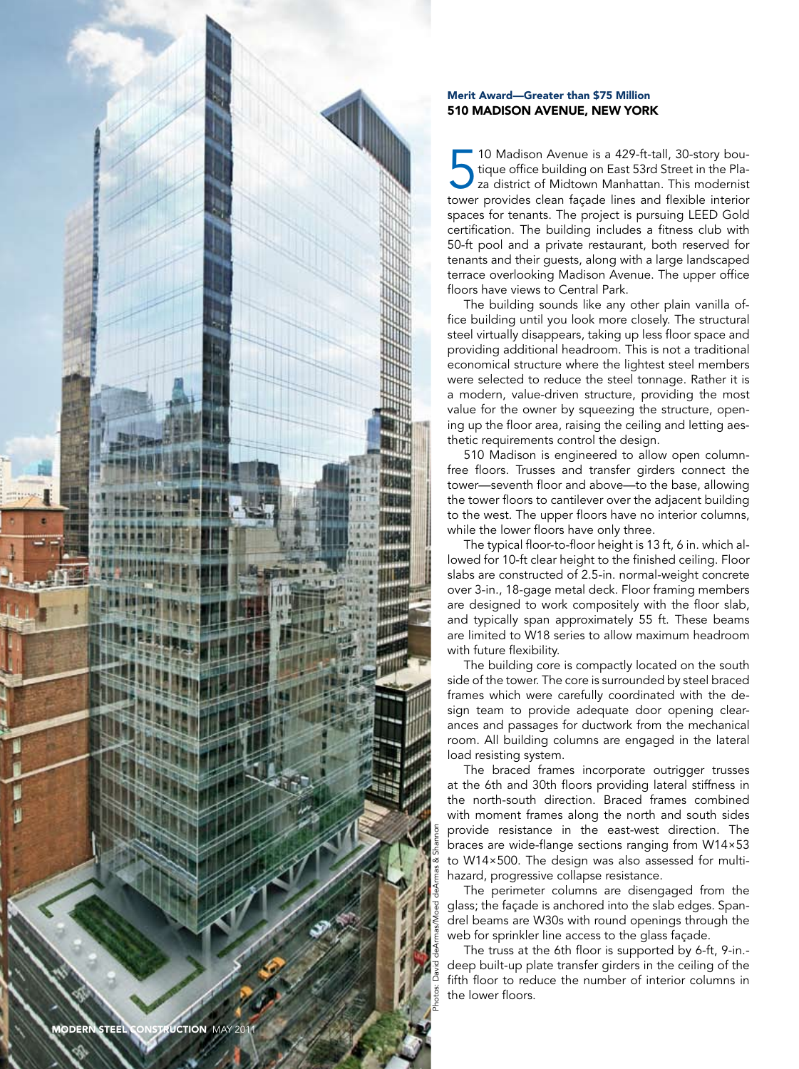**Merit Award—Greater than $75 Million**
## 510 MADISON AVENUE, NEW YORK

510 Madison Avenue is a 429-ft-tall, 30-story boutique office building on East 53rd Street in the Plaza district of Midtown Manhattan. This modernist tower provides clean façade lines and flexible interior spaces for tenants. The project is pursuing LEED Gold certification. The building includes a fitness club with 50-ft pool and a private restaurant, both reserved for tenants and their guests, along with a large landscaped terrace overlooking Madison Avenue. The upper office floors have views to Central Park.

The building sounds like any other plain vanilla office building until you look more closely. The structural steel virtually disappears, taking up less floor space and providing additional headroom. This is not a traditional economical structure where the lightest steel members were selected to reduce the steel tonnage. Rather it is a modern, value-driven structure, providing the most value for the owner by squeezing the structure, opening up the floor area, raising the ceiling and letting aesthetic requirements control the design.

510 Madison is engineered to allow open column-free floors. Trusses and transfer girders connect the tower—seventh floor and above—to the base, allowing the tower floors to cantilever over the adjacent building to the west. The upper floors have no interior columns, while the lower floors have only three.

The typical floor-to-floor height is 13 ft, 6 in. which allowed for 10-ft clear height to the finished ceiling. Floor slabs are constructed of 2.5-in. normal-weight concrete over 3-in., 18-gage metal deck. Floor framing members are designed to work compositely with the floor slab, and typically span approximately 55 ft. These beams are limited to W18 series to allow maximum headroom with future flexibility.

The building core is compactly located on the south side of the tower. The core is surrounded by steel braced frames which were carefully coordinated with the design team to provide adequate door opening clearances and passages for ductwork from the mechanical room. All building columns are engaged in the lateral load resisting system.

The braced frames incorporate outrigger trusses at the 6th and 30th floors providing lateral stiffness in the north-south direction. Braced frames combined with moment frames along the north and south sides provide resistance in the east-west direction. The braces are wide-flange sections ranging from W14×53 to W14×500. The design was also assessed for multi-hazard, progressive collapse resistance.

The perimeter columns are disengaged from the glass; the façade is anchored into the slab edges. Spandrel beams are W30s with round openings through the web for sprinkler line access to the glass façade.

The truss at the 6th floor is supported by 6-ft, 9-in.-deep built-up plate transfer girders in the ceiling of the fifth floor to reduce the number of interior columns in the lower floors.

Photos: David deArmas/Moed deArmas & Shannon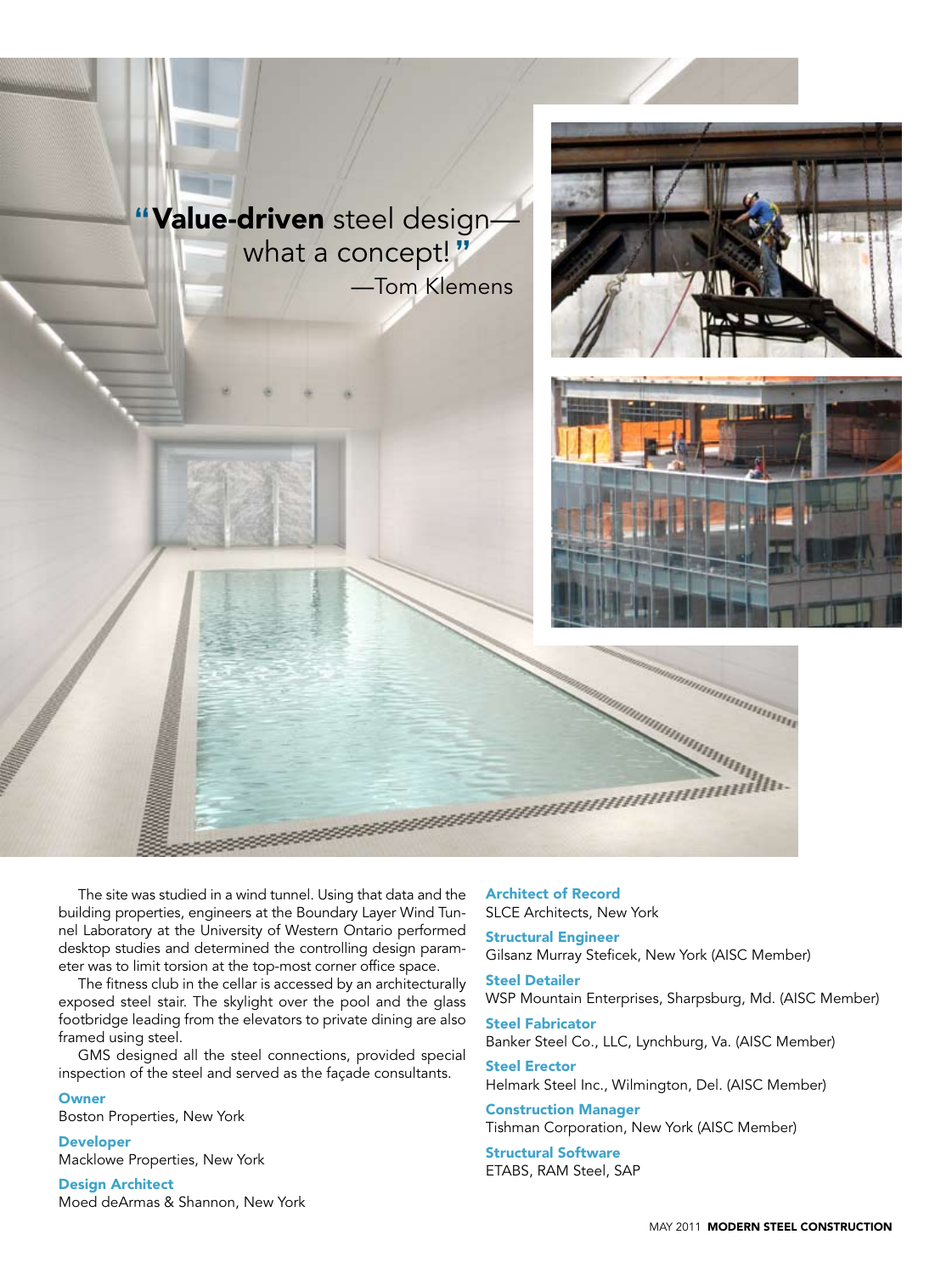"**Value-driven** steel design—what a concept!"

—Tom Klemens

The site was studied in a wind tunnel. Using that data and the building properties, engineers at the Boundary Layer Wind Tunnel Laboratory at the University of Western Ontario performed desktop studies and determined the controlling design parameter was to limit torsion at the top-most corner office space.

The fitness club in the cellar is accessed by an architecturally exposed steel stair. The skylight over the pool and the glass footbridge leading from the elevators to private dining are also framed using steel.

GMS designed all the steel connections, provided special inspection of the steel and served as the façade consultants.

**Owner**
Boston Properties, New York

**Developer**
Macklowe Properties, New York

**Design Architect**
Moed deArmas & Shannon, New York

**Architect of Record**
SLCE Architects, New York

**Structural Engineer**
Gilsanz Murray Steficek, New York (AISC Member)

**Steel Detailer**
WSP Mountain Enterprises, Sharpsburg, Md. (AISC Member)

**Steel Fabricator**
Banker Steel Co., LLC, Lynchburg, Va. (AISC Member)

**Steel Erector**
Helmark Steel Inc., Wilmington, Del. (AISC Member)

**Construction Manager**
Tishman Corporation, New York (AISC Member)

**Structural Software**
ETABS, RAM Steel, SAP